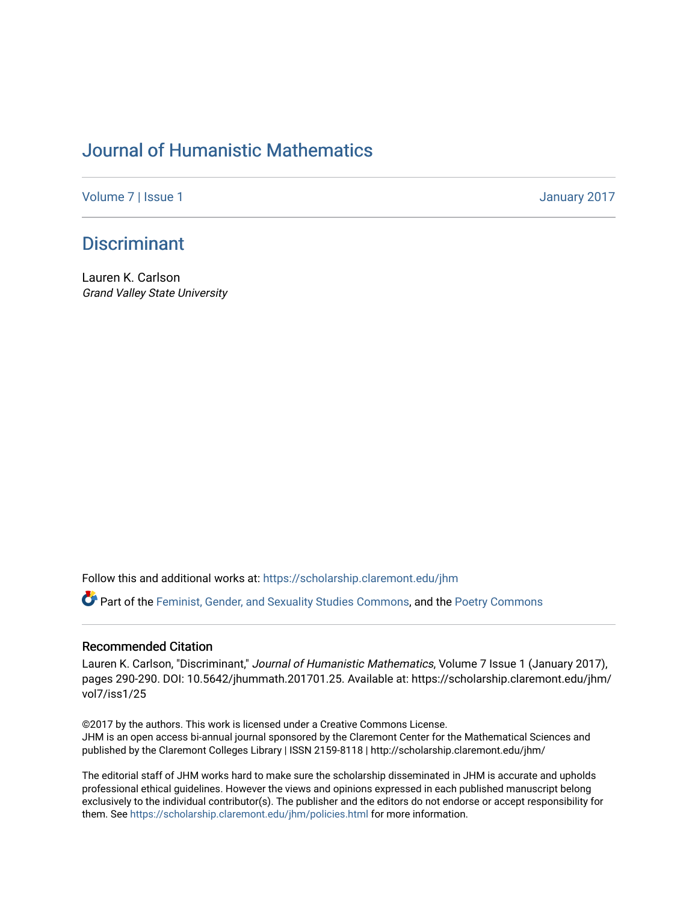# Journal of Humanistic Mathematics

Volume 7 | Issue 1 January 2017

## Discriminant

Lauren K. Carlson
*Grand Valley State University*

Follow this and additional works at: https://scholarship.claremont.edu/jhm

Part of the Feminist, Gender, and Sexuality Studies Commons, and the Poetry Commons

### Recommended Citation

Lauren K. Carlson, "Discriminant," *Journal of Humanistic Mathematics*, Volume 7 Issue 1 (January 2017), pages 290-290. DOI: 10.5642/jhummath.201701.25. Available at: https://scholarship.claremont.edu/jhm/vol7/iss1/25

©2017 by the authors. This work is licensed under a Creative Commons License.
JHM is an open access bi-annual journal sponsored by the Claremont Center for the Mathematical Sciences and published by the Claremont Colleges Library | ISSN 2159-8118 | http://scholarship.claremont.edu/jhm/

The editorial staff of JHM works hard to make sure the scholarship disseminated in JHM is accurate and upholds professional ethical guidelines. However the views and opinions expressed in each published manuscript belong exclusively to the individual contributor(s). The publisher and the editors do not endorse or accept responsibility for them. See https://scholarship.claremont.edu/jhm/policies.html for more information.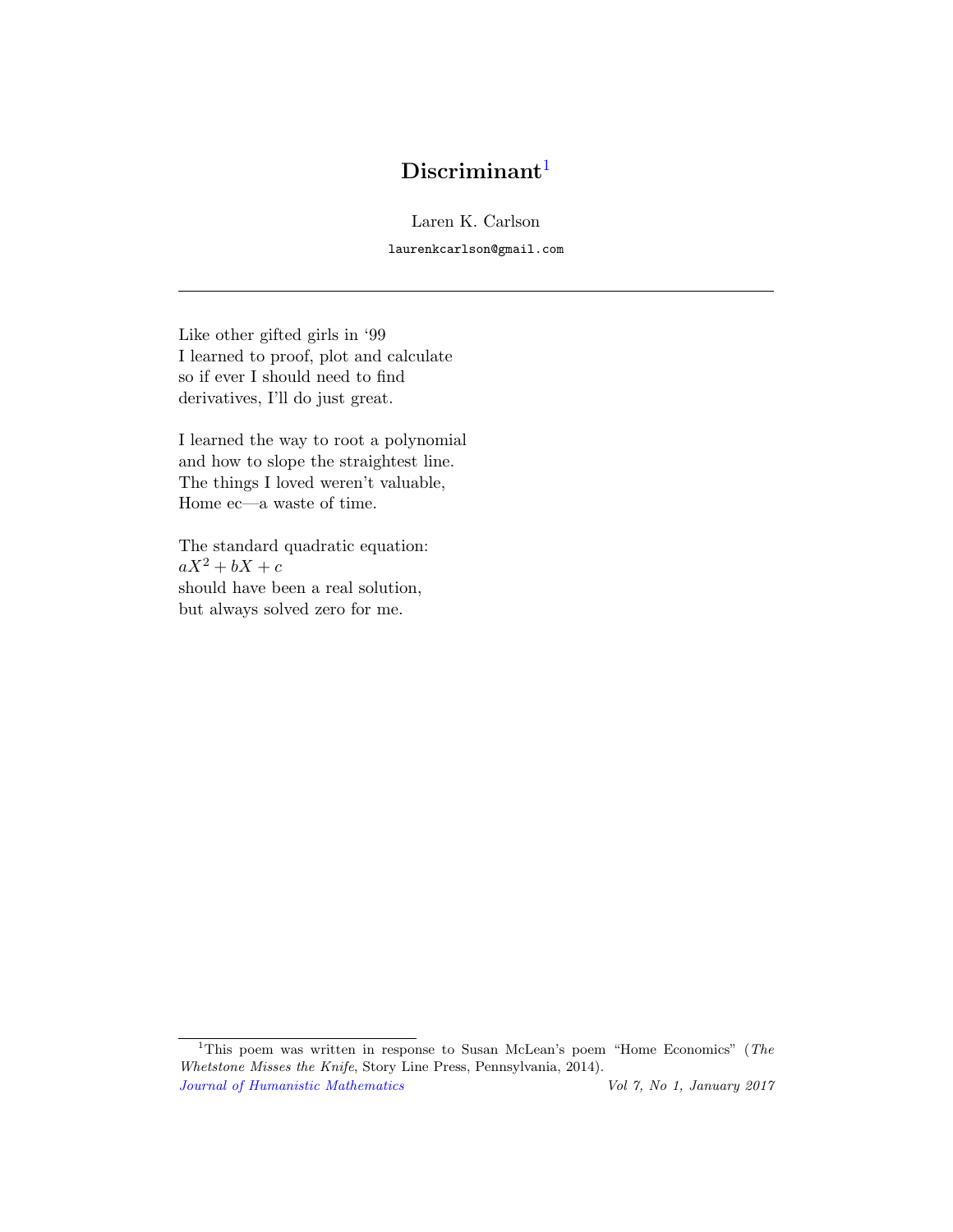# Discriminant[1]

Laren K. Carlson

laurenkcarlson@gmail.com

---

Like other gifted girls in '99  
I learned to proof, plot and calculate  
so if ever I should need to find  
derivatives, I'll do just great.

I learned the way to root a polynomial  
and how to slope the straightest line.  
The things I loved weren't valuable,  
Home ec—a waste of time.

The standard quadratic equation:  
$aX^2 + bX + c$  
should have been a real solution,  
but always solved zero for me.

---

[1] This poem was written in response to Susan McLean's poem "Home Economics" (*The Whetstone Misses the Knife*, Story Line Press, Pennsylvania, 2014).